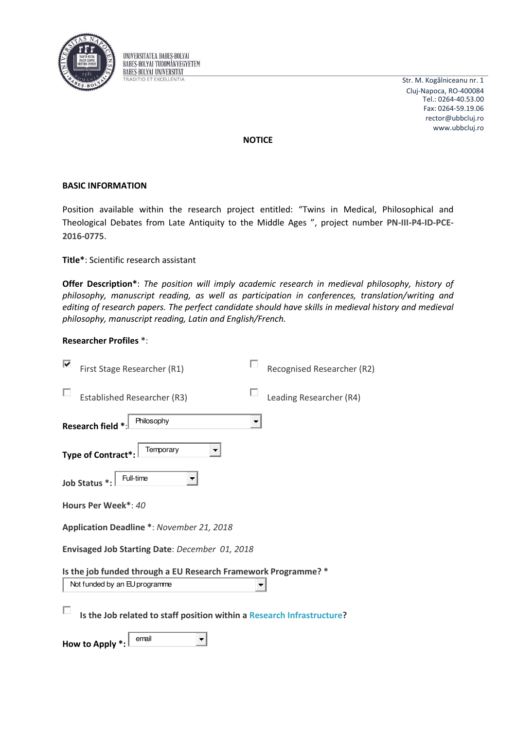UNIVERSITATEA BABEȘ-BOLYAI
BABEȘ-BOLYAI TUDOMÁNYEGYETEM
BABEȘ-BOLYAI UNIVERSITÄT
TRADITIO ET EXCELLENTIA

Str. M. Kogălniceanu nr. 1
Cluj-Napoca, RO-400084
Tel.: 0264-40.53.00
Fax: 0264-59.19.06
rector@ubbcluj.ro
www.ubbcluj.ro

# NOTICE

## BASIC INFORMATION

Position available within the research project entitled: "Twins in Medical, Philosophical and Theological Debates from Late Antiquity to the Middle Ages ", project number **PN-III-P4-ID-PCE-2016-0775**.

**Title***: Scientific research assistant

**Offer Description***: *The position will imply academic research in medieval philosophy, history of philosophy, manuscript reading, as well as participation in conferences, translation/writing and editing of research papers. The perfect candidate should have skills in medieval history and medieval philosophy, manuscript reading, Latin and English/French.*

**Researcher Profiles** *:

- [x] First Stage Researcher (R1)
- [ ] Recognised Researcher (R2)
- [ ] Established Researcher (R3)
- [ ] Leading Researcher (R4)

**Research field** *: Philosophy

**Type of Contract***: Temporary

**Job Status** *: Full-time

**Hours Per Week***: *40*

**Application Deadline** *: *November 21, 2018*

**Envisaged Job Starting Date**: *December 01, 2018*

**Is the job funded through a EU Research Framework Programme?** *

Not funded by an EU programme

- [ ] **Is the Job related to staff position within a Research Infrastructure?**

**How to Apply** *: email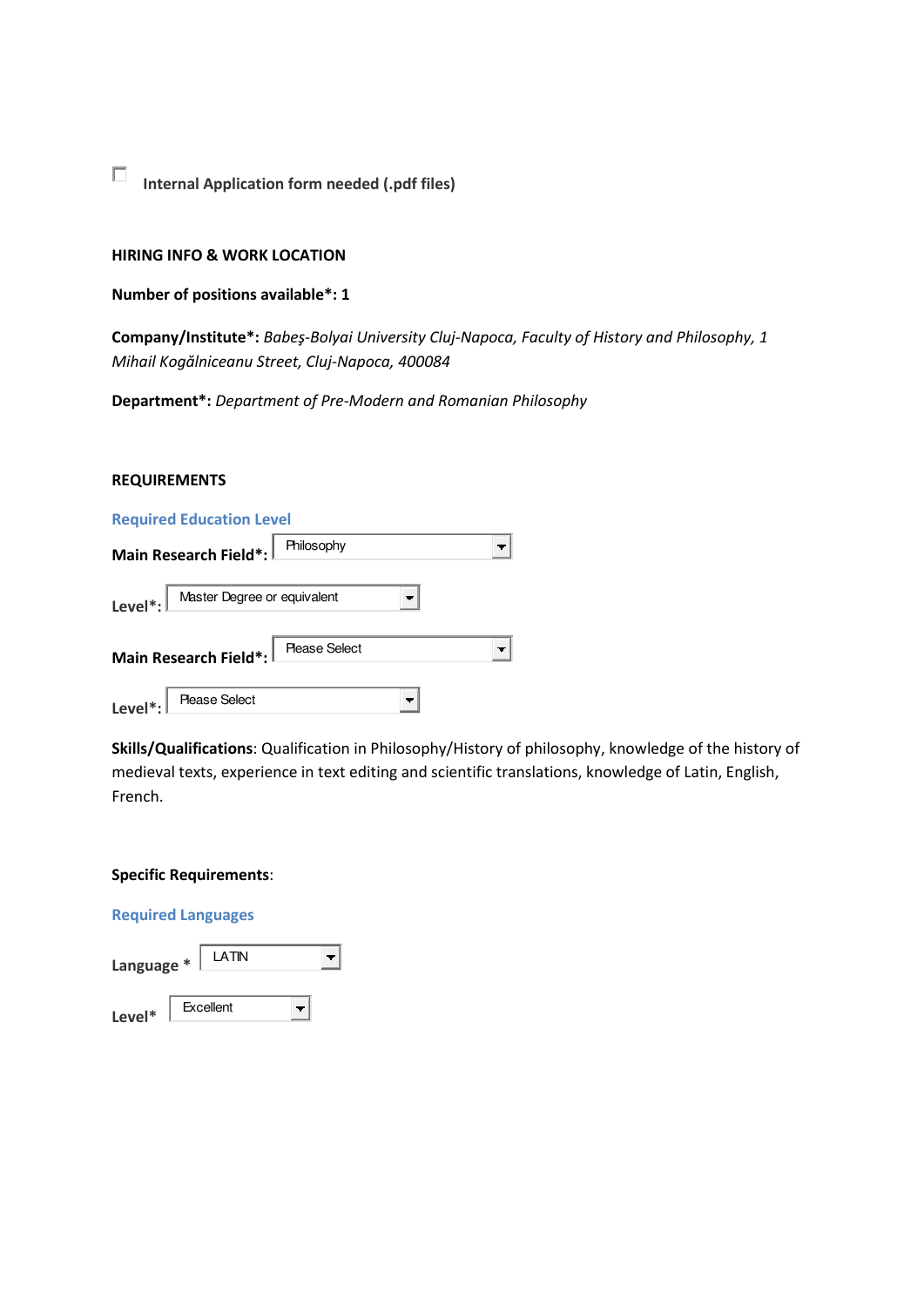☐ **Internal Application form needed (.pdf files)**

**HIRING INFO & WORK LOCATION**

**Number of positions available*: 1**

**Company/Institute*:** *Babeş-Bolyai University Cluj-Napoca, Faculty of History and Philosophy, 1 Mihail Kogălniceanu Street, Cluj-Napoca, 400084*

**Department*:** *Department of Pre-Modern and Romanian Philosophy*

**REQUIREMENTS**

**Required Education Level**

**Main Research Field*:** Philosophy

**Level*:** Master Degree or equivalent

**Main Research Field*:** Please Select

**Level*:** Please Select

**Skills/Qualifications**: Qualification in Philosophy/History of philosophy, knowledge of the history of medieval texts, experience in text editing and scientific translations, knowledge of Latin, English, French.

**Specific Requirements**:

**Required Languages**

**Language *** LATIN

**Level*** Excellent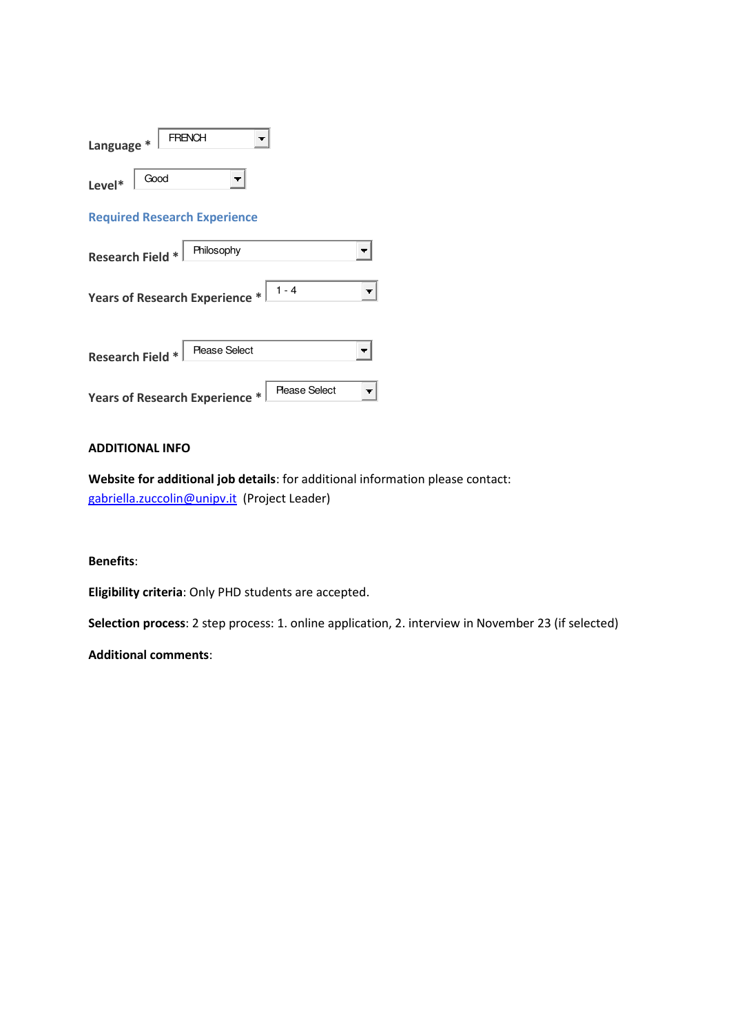**Language** * FRENCH

**Level*** Good

**Required Research Experience**

**Research Field** * Philosophy

**Years of Research Experience** * 1 - 4

**Research Field** * Please Select

**Years of Research Experience** * Please Select

**ADDITIONAL INFO**

**Website for additional job details**: for additional information please contact: gabriella.zuccolin@unipv.it (Project Leader)

**Benefits**:

**Eligibility criteria**: Only PHD students are accepted.

**Selection process**: 2 step process: 1. online application, 2. interview in November 23 (if selected)

**Additional comments**: